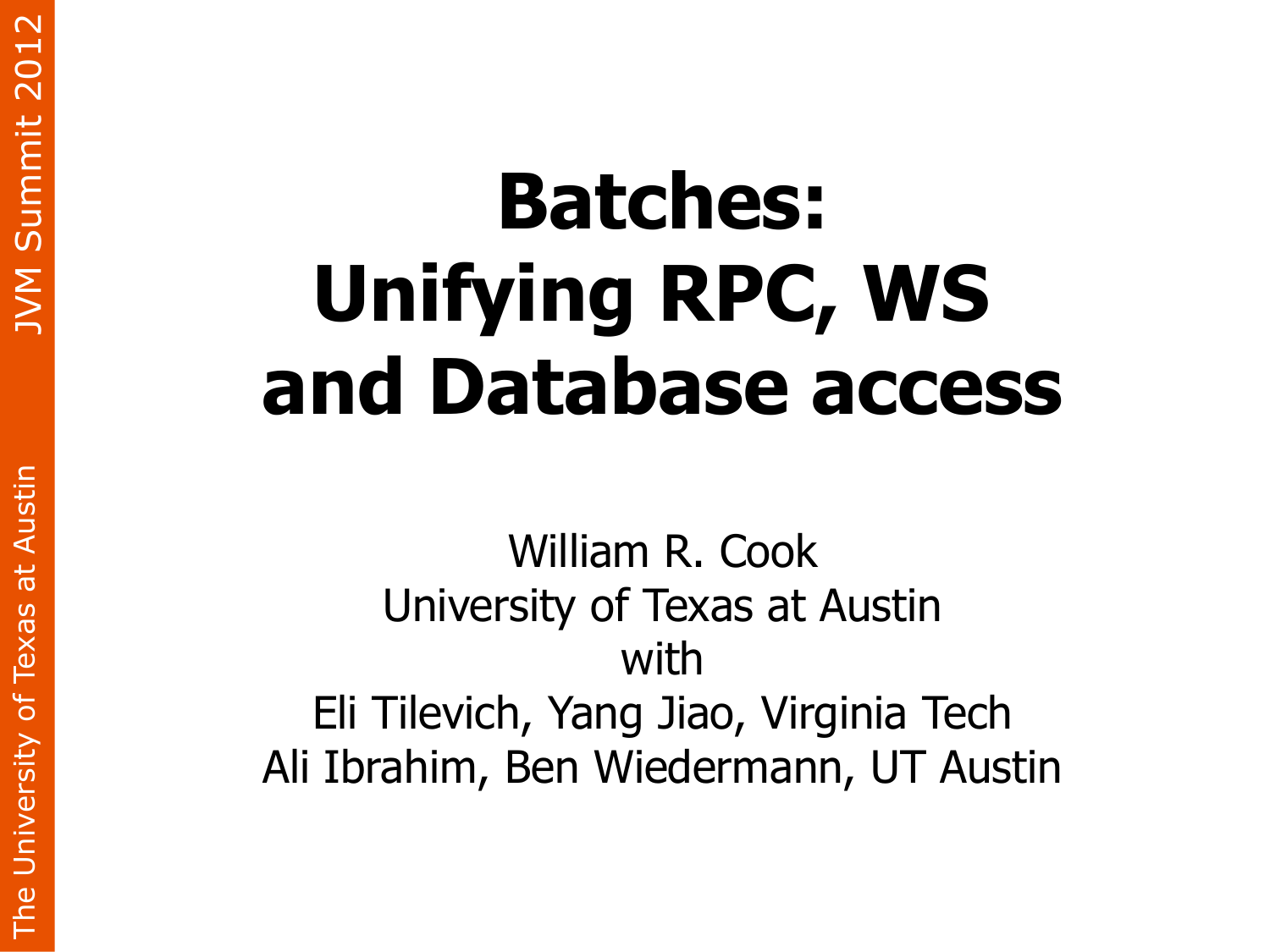# Batches: Unifying RPC, WS and Database access

William R. Cook
University of Texas at Austin
with
Eli Tilevich, Yang Jiao, Virginia Tech
Ali Ibrahim, Ben Wiedermann, UT Austin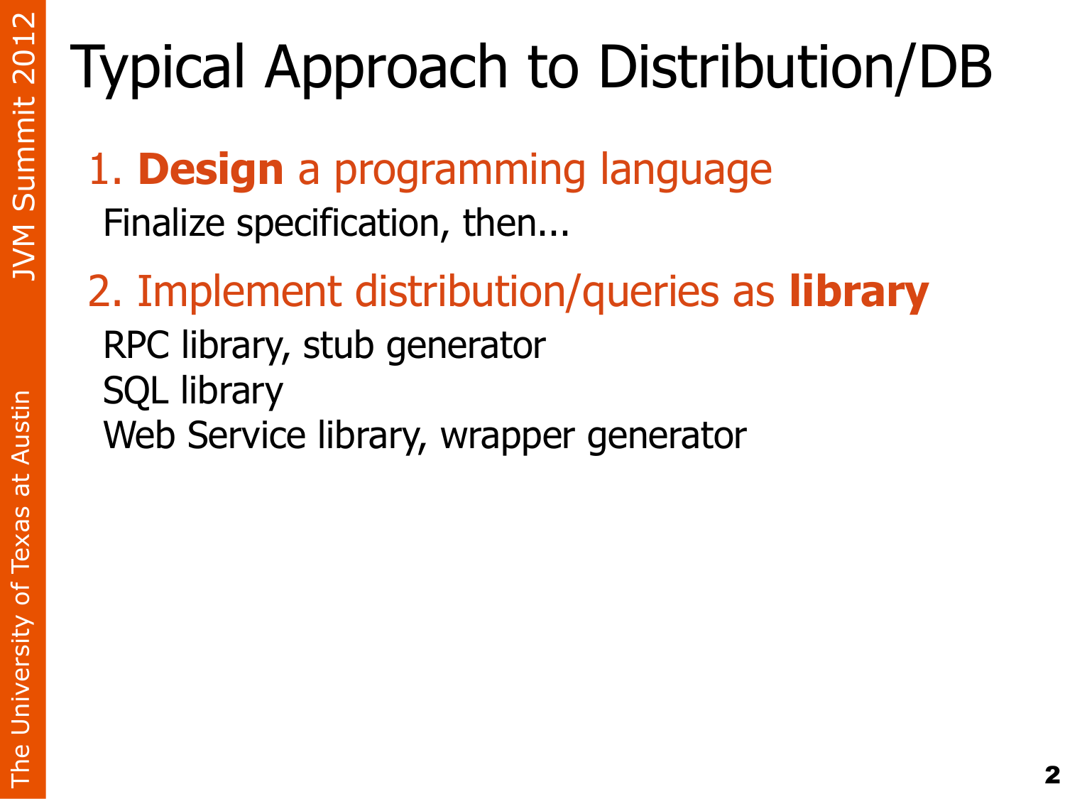# Typical Approach to Distribution/DB

1. **Design** a programming language

Finalize specification, then...

2. Implement distribution/queries as **library**

RPC library, stub generator
SQL library
Web Service library, wrapper generator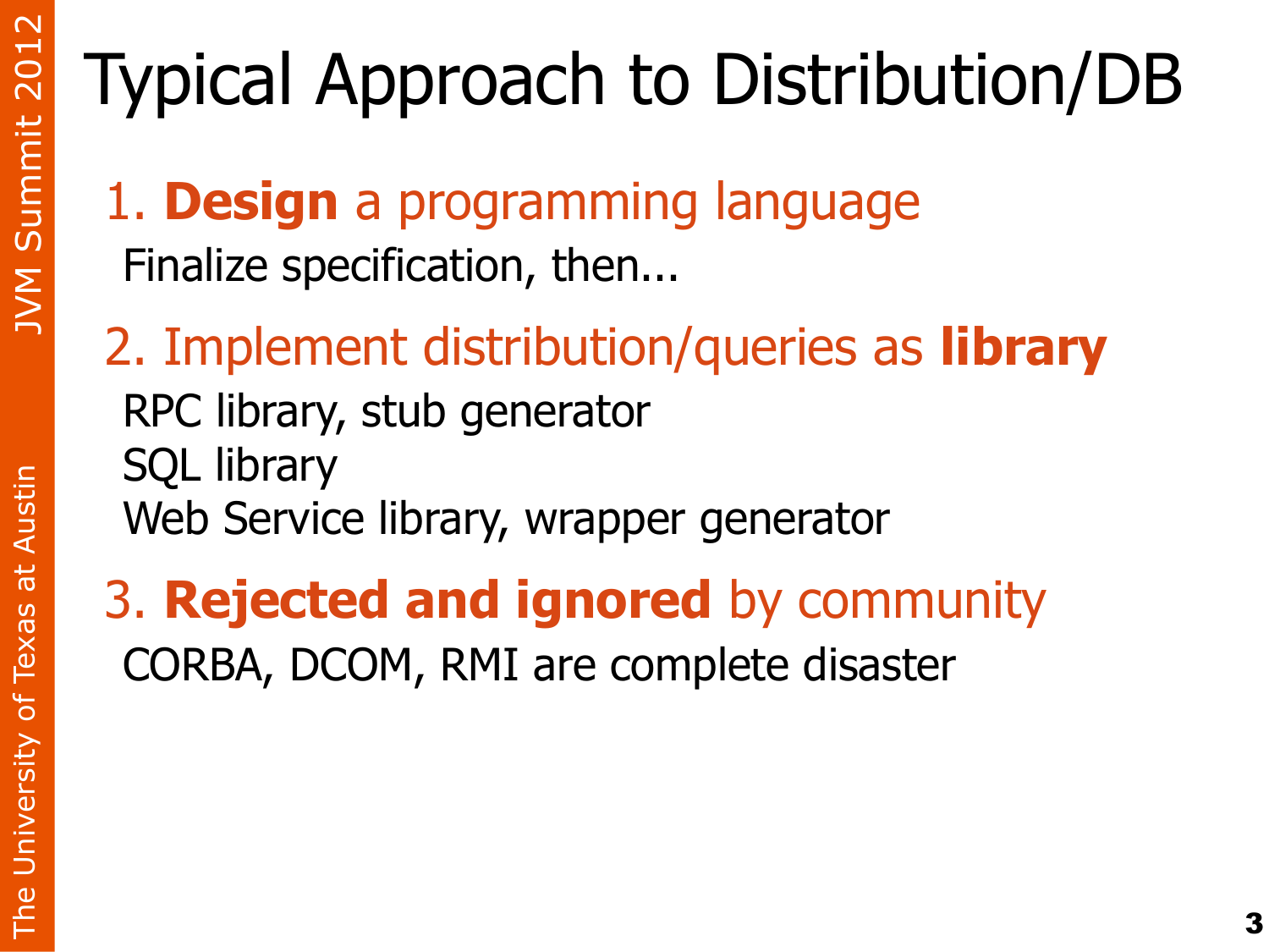# Typical Approach to Distribution/DB

1. **Design** a programming language

   Finalize specification, then...

2. Implement distribution/queries as **library**

   RPC library, stub generator
   SQL library
   Web Service library, wrapper generator

3. **Rejected and ignored** by community

   CORBA, DCOM, RMI are complete disaster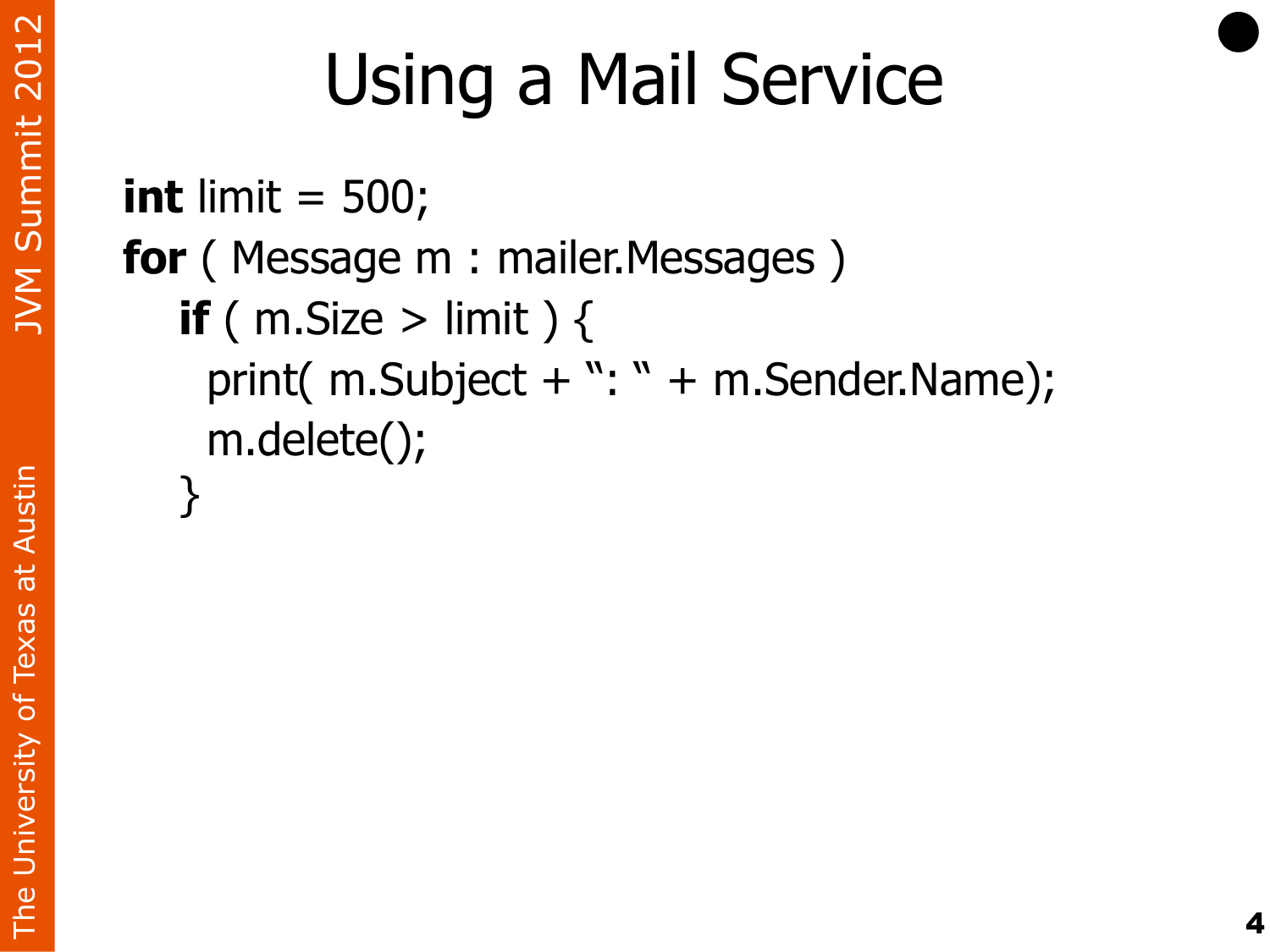# Using a Mail Service

```
int limit = 500;
for ( Message m : mailer.Messages )
    if ( m.Size > limit ) {
      print( m.Subject + ": " + m.Sender.Name);
      m.delete();
    }
```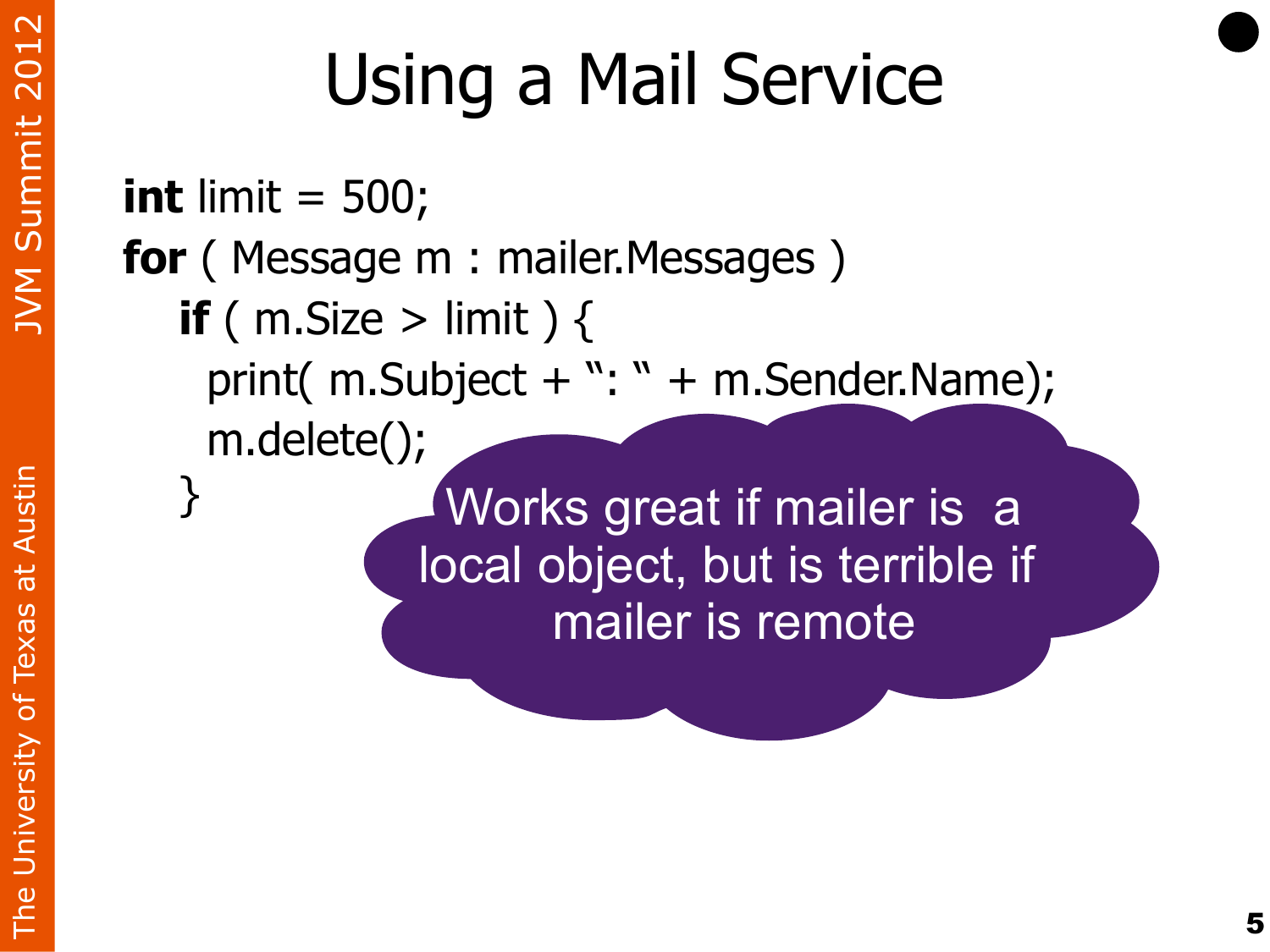# Using a Mail Service

```
int limit = 500;
for ( Message m : mailer.Messages )
    if ( m.Size > limit ) {
      print( m.Subject + ": " + m.Sender.Name);
      m.delete();
    }
```

Works great if mailer is a local object, but is terrible if mailer is remote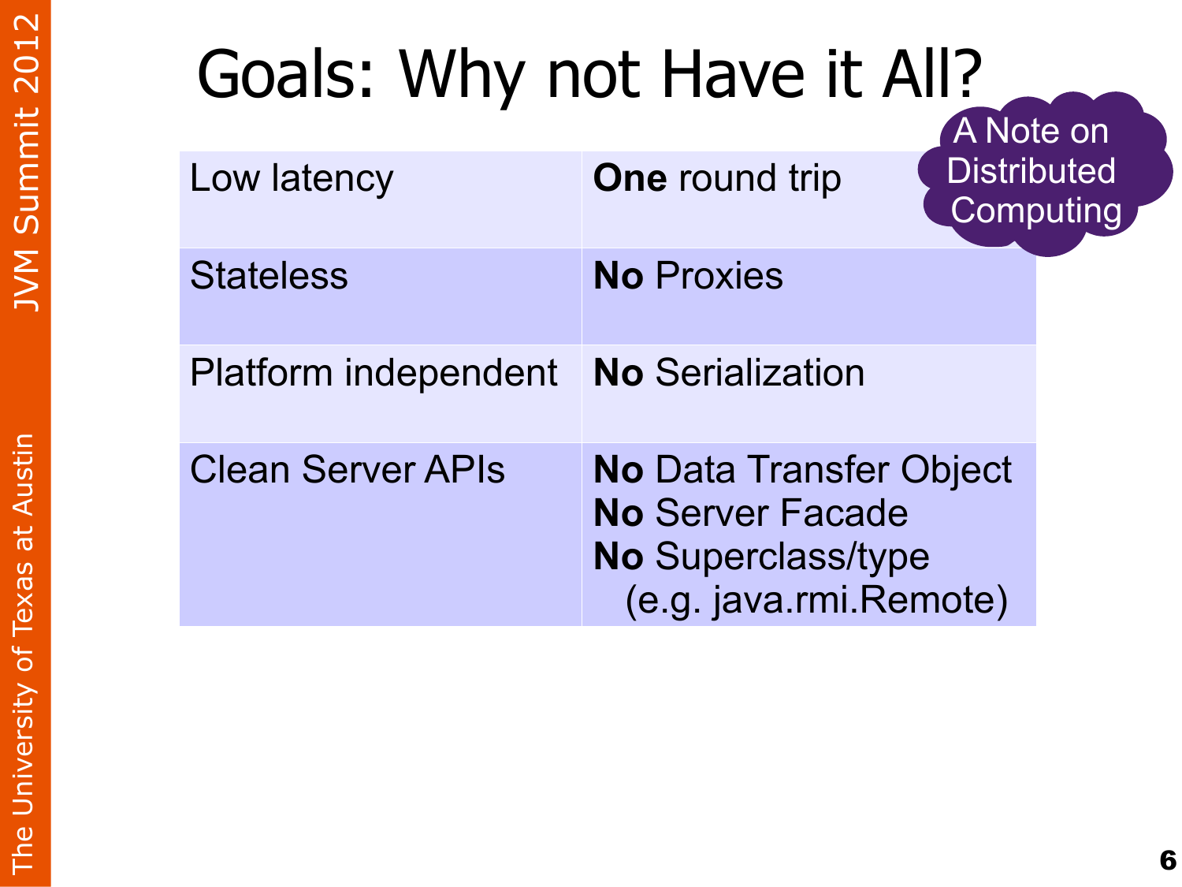# Goals: Why not Have it All?

A Note on Distributed Computing

| | |
|---|---|
| Low latency | **One** round trip |
| Stateless | **No** Proxies |
| Platform independent | **No** Serialization |
| Clean Server APIs | **No** Data Transfer Object<br>**No** Server Facade<br>**No** Superclass/type (e.g. java.rmi.Remote) |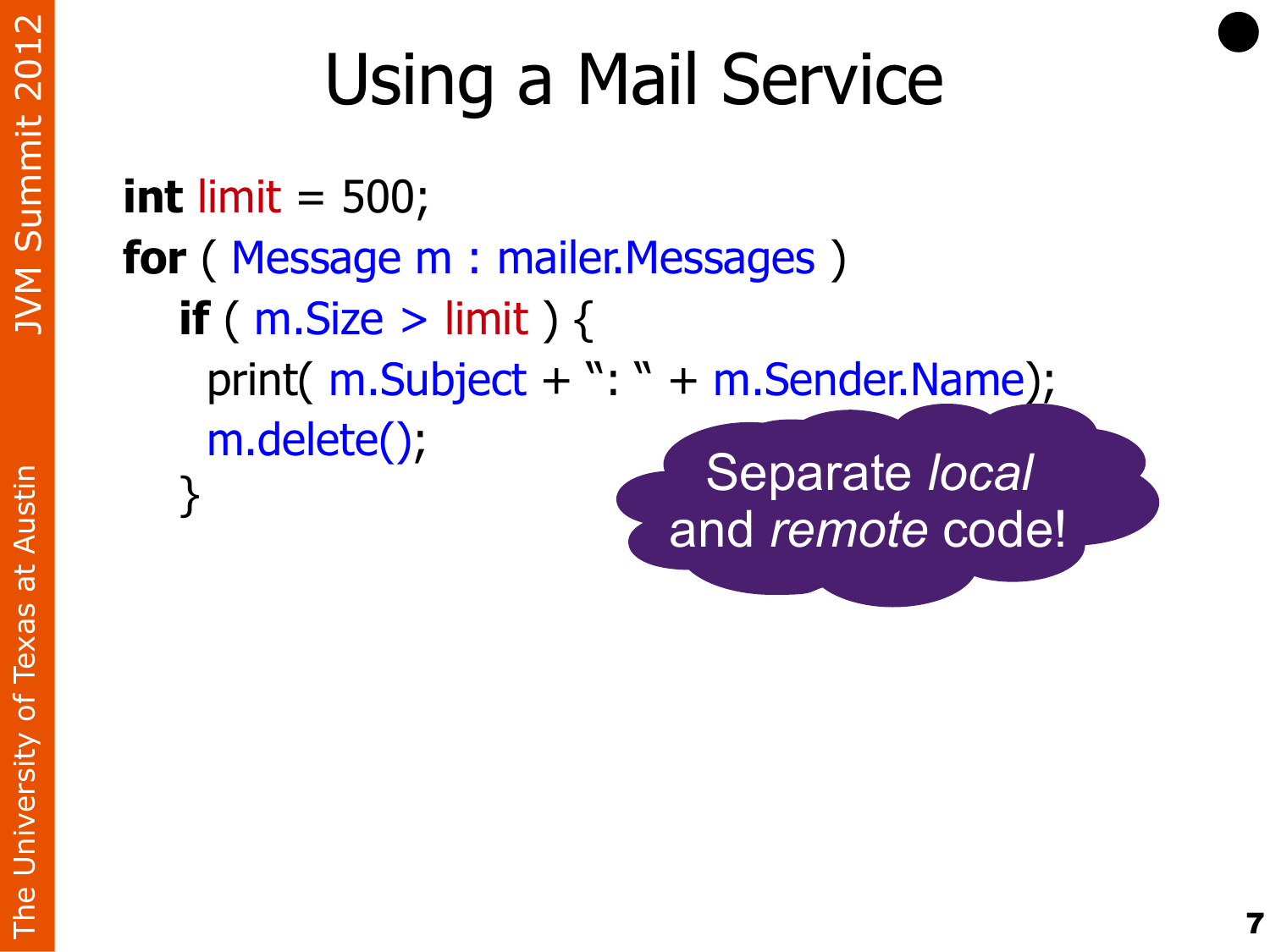# Using a Mail Service

```
int limit = 500;
for ( Message m : mailer.Messages )
  if ( m.Size > limit ) {
    print( m.Subject + ": " + m.Sender.Name);
    m.delete();
  }
```

Separate *local* and *remote* code!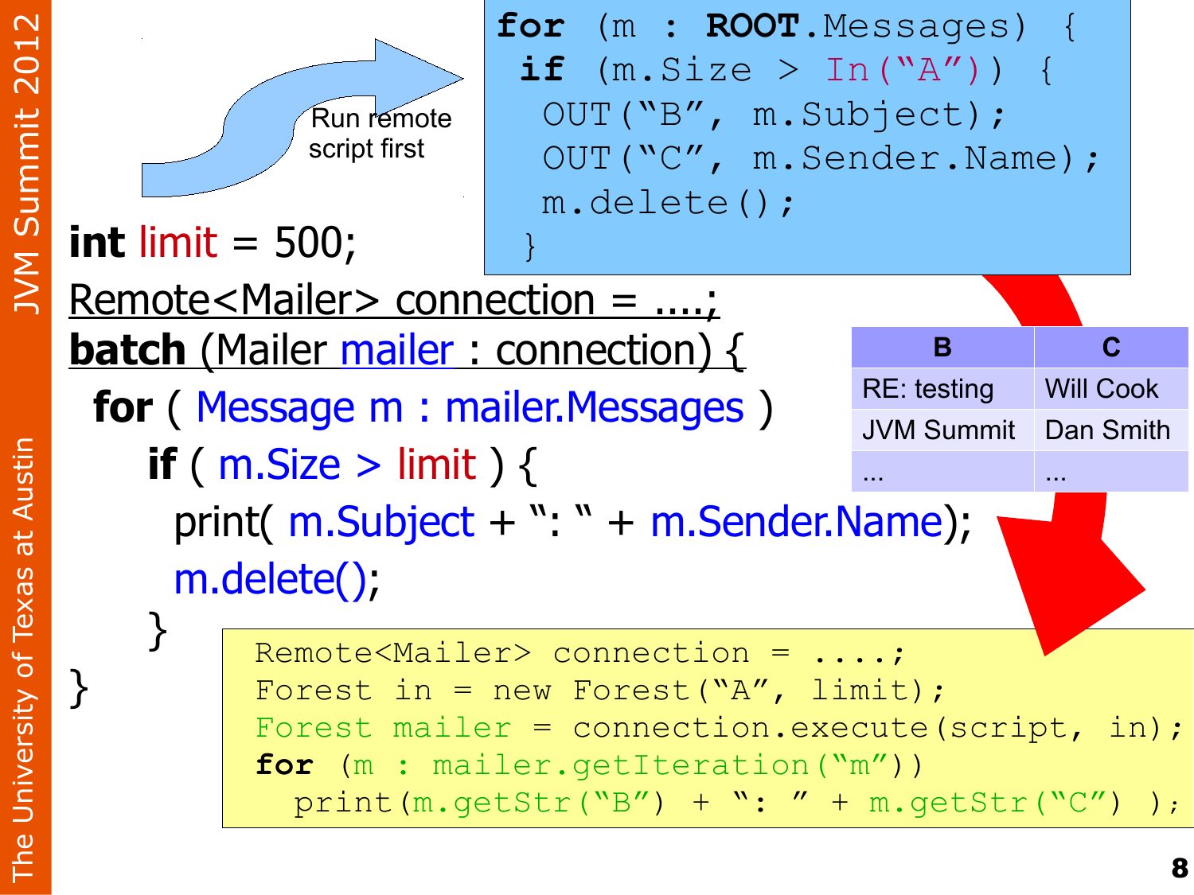```
int limit = 500;
Remote<Mailer> connection = ....;
batch (Mailer mailer : connection) {
  for ( Message m : mailer.Messages )
    if ( m.Size > limit ) {
      print( m.Subject + ": " + m.Sender.Name);
      m.delete();
    }
}
```

Run remote script first

```
for (m : ROOT.Messages) {
 if (m.Size > In("A")) {
  OUT("B", m.Subject);
  OUT("C", m.Sender.Name);
  m.delete();
 }
```

| B | C |
|---|---|
| RE: testing | Will Cook |
| JVM Summit | Dan Smith |
| ... | ... |

```
Remote<Mailer> connection = ....;
Forest in = new Forest("A", limit);
Forest mailer = connection.execute(script, in);
for (m : mailer.getIteration("m"))
  print(m.getStr("B") + ": " + m.getStr("C") );
```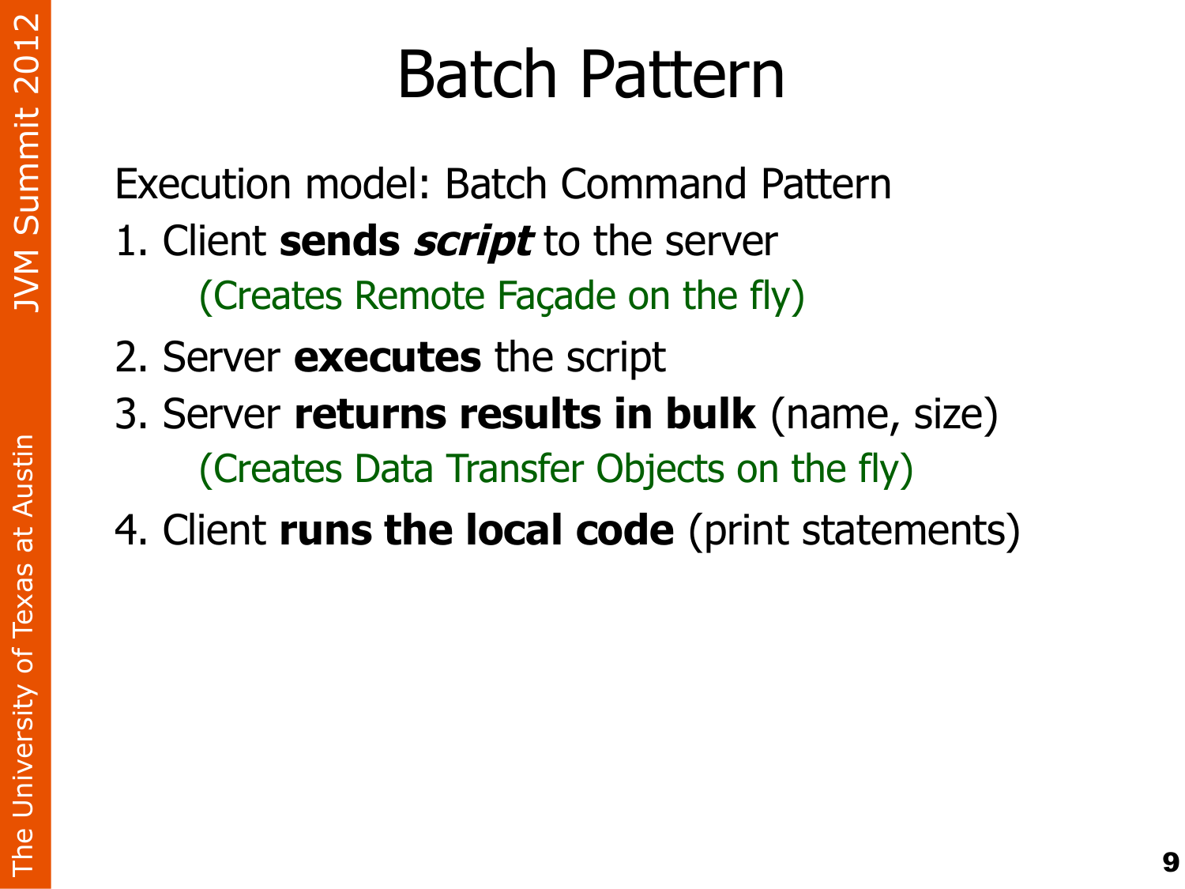# Batch Pattern

Execution model: Batch Command Pattern

1. Client **sends *script*** to the server

   (Creates Remote Façade on the fly)

2. Server **executes** the script
3. Server **returns results in bulk** (name, size)

   (Creates Data Transfer Objects on the fly)

4. Client **runs the local code** (print statements)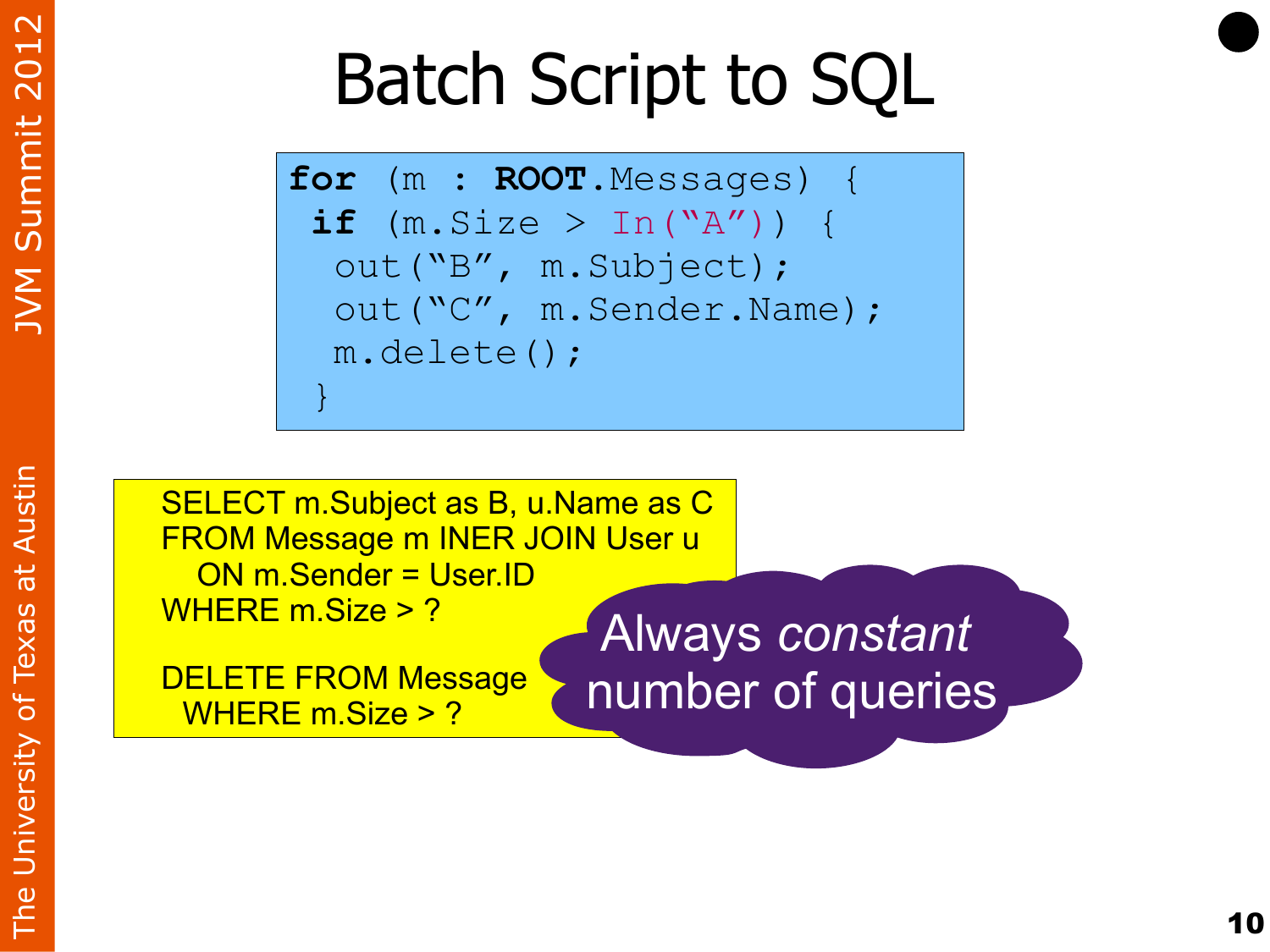# Batch Script to SQL

```
for (m : ROOT.Messages) {
 if (m.Size > In("A")) {
  out("B", m.Subject);
  out("C", m.Sender.Name);
  m.delete();
 }
```

```
SELECT m.Subject as B, u.Name as C
FROM Message m INER JOIN User u
   ON m.Sender = User.ID
WHERE m.Size > ?

DELETE FROM Message
  WHERE m.Size > ?
```

Always *constant* number of queries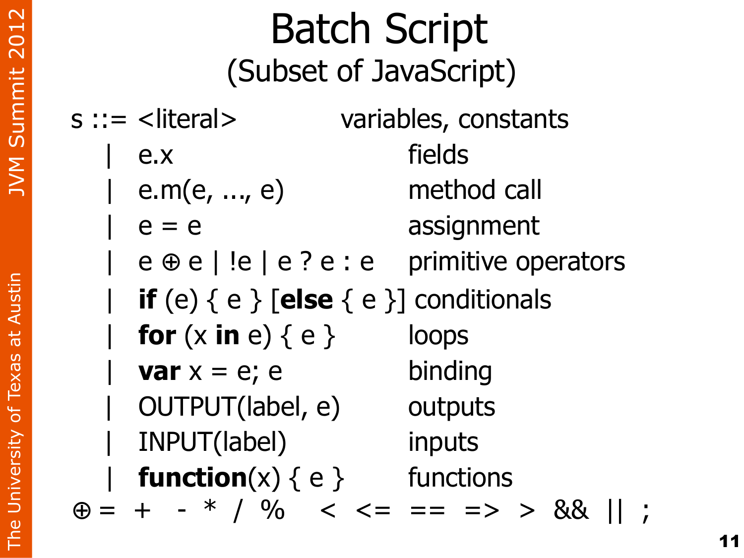# Batch Script

## (Subset of JavaScript)

| | | |
|---|---|---|
| s ::= | <literal> | variables, constants |
| \| | e.x | fields |
| \| | e.m(e, ..., e) | method call |
| \| | e = e | assignment |
| \| | e ⊕ e \| !e \| e ? e : e | primitive operators |
| \| | **if** (e) { e } [**else** { e }] | conditionals |
| \| | **for** (x **in** e) { e } | loops |
| \| | **var** x = e; e | binding |
| \| | OUTPUT(label, e) | outputs |
| \| | INPUT(label) | inputs |
| \| | **function**(x) { e } | functions |

⊕ = + - * / % < <= == => > && || ;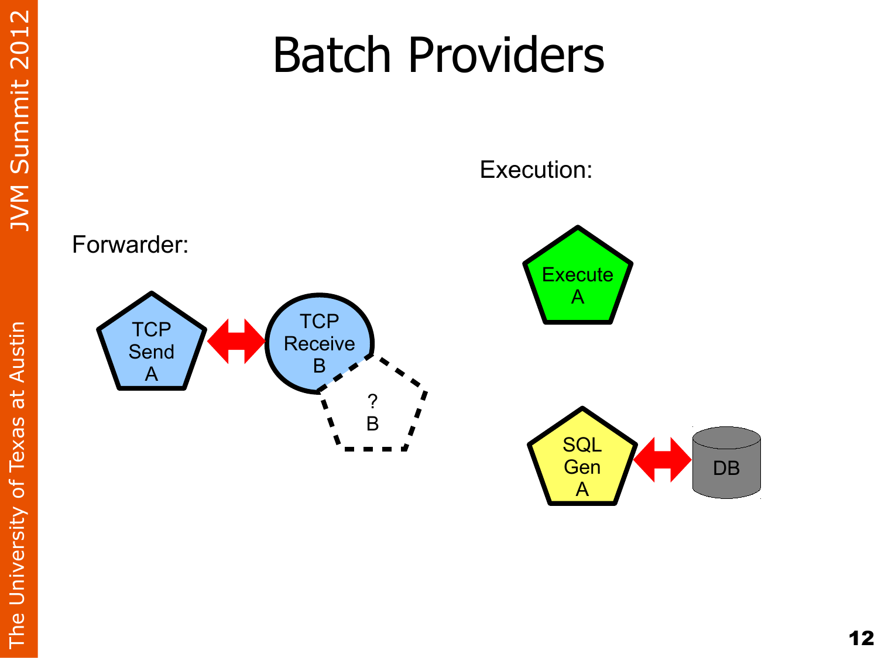# Batch Providers

Forwarder:

TCP Send A

TCP Receive B

? B

Execution:

Execute A

SQL Gen A

DB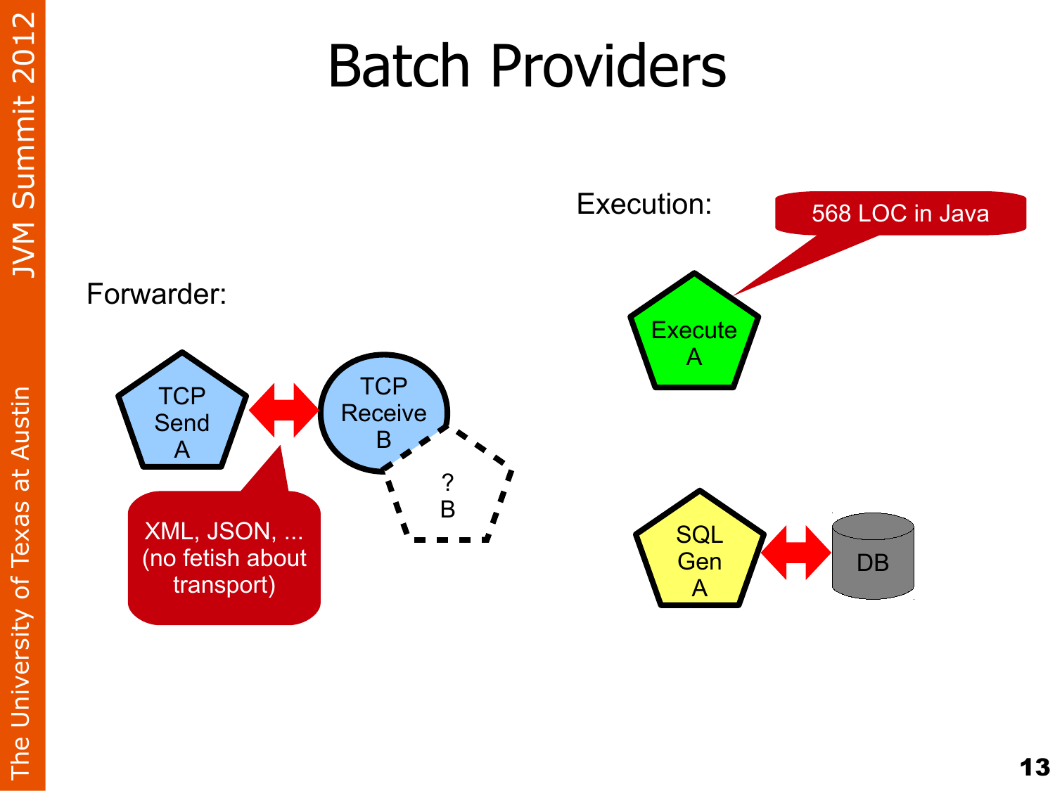# Batch Providers

Forwarder:

TCP Send A

XML, JSON, ... (no fetish about transport)

TCP Receive B

? B

Execution:

568 LOC in Java

Execute A

SQL Gen A

DB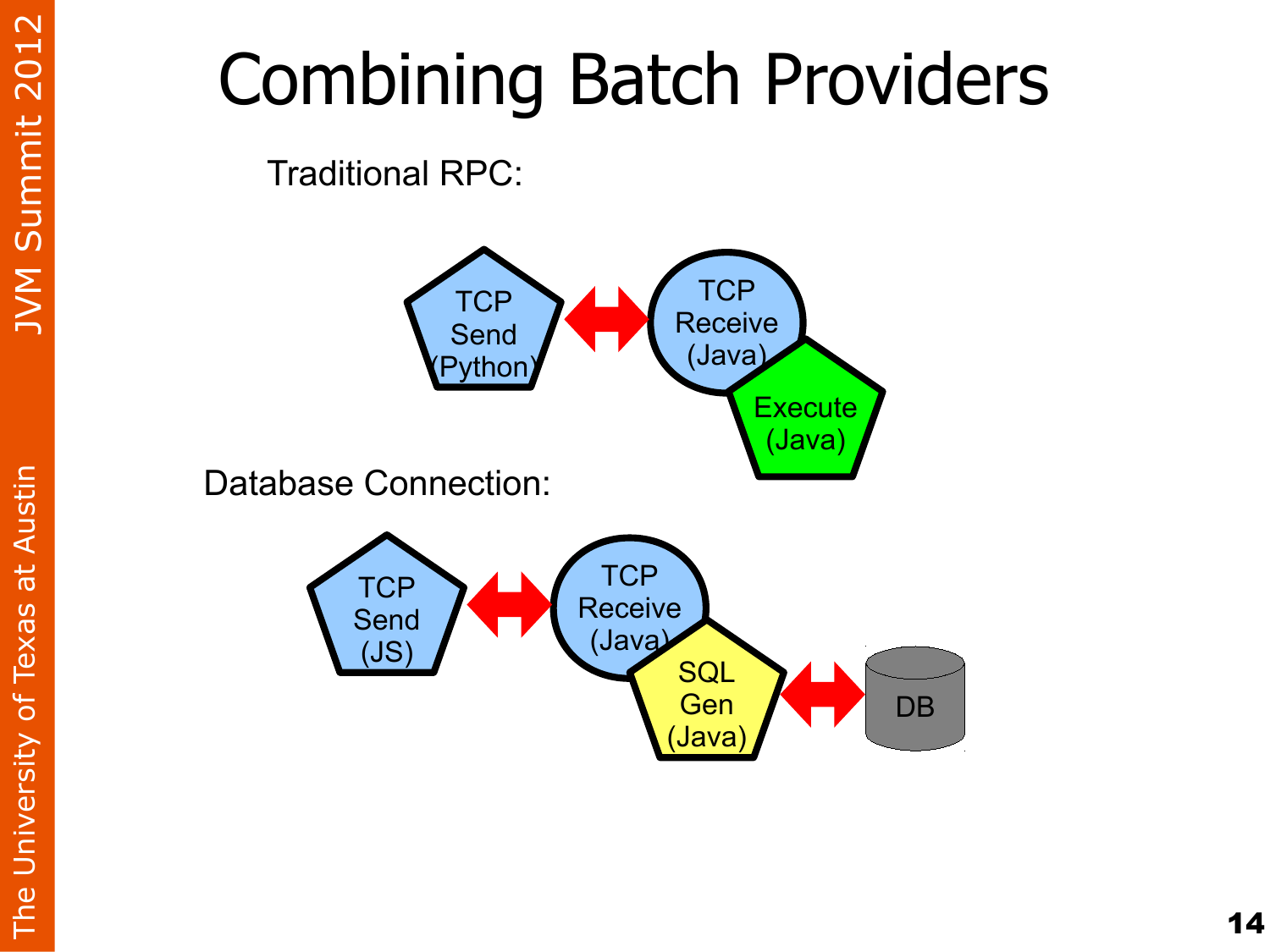# Combining Batch Providers

Traditional RPC:

TCP Send (Python) ⟷ TCP Receive (Java) / Execute (Java)

Database Connection:

TCP Send (JS) ⟷ TCP Receive (Java) / SQL Gen (Java) ⟷ DB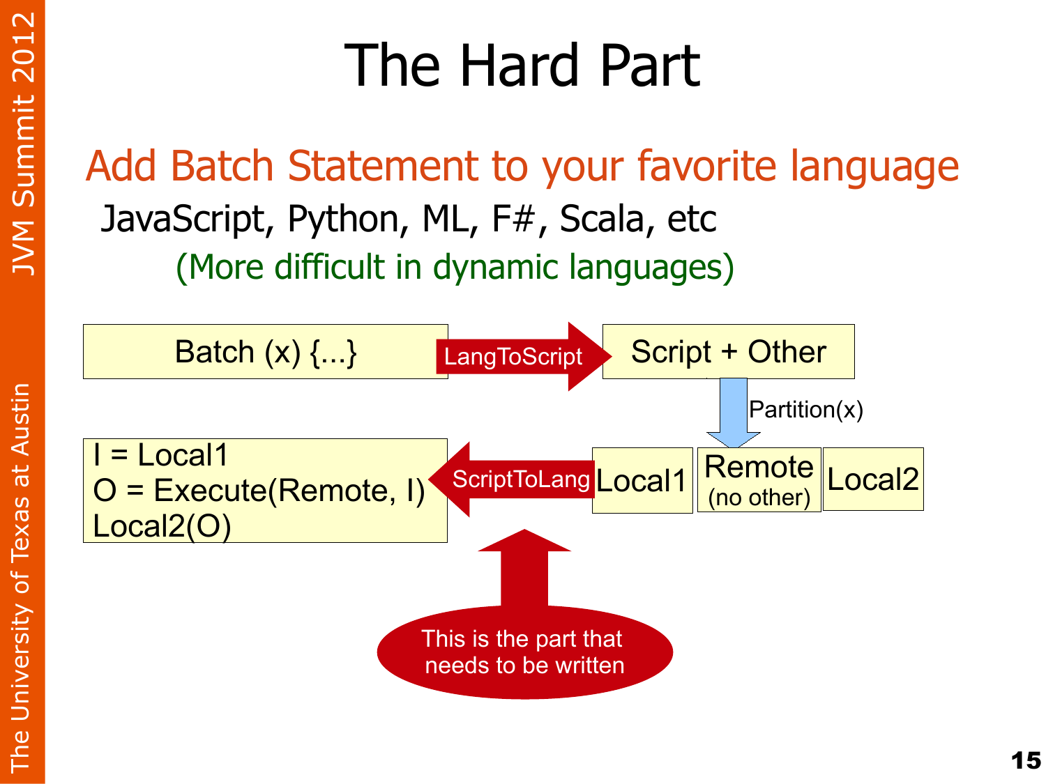# The Hard Part

## Add Batch Statement to your favorite language

JavaScript, Python, ML, F#, Scala, etc

(More difficult in dynamic languages)

Batch (x) {...}

LangToScript

Script + Other

Partition(x)

Local1

Remote (no other)

Local2

ScriptToLang

```
I = Local1
O = Execute(Remote, I)
Local2(O)
```

This is the part that needs to be written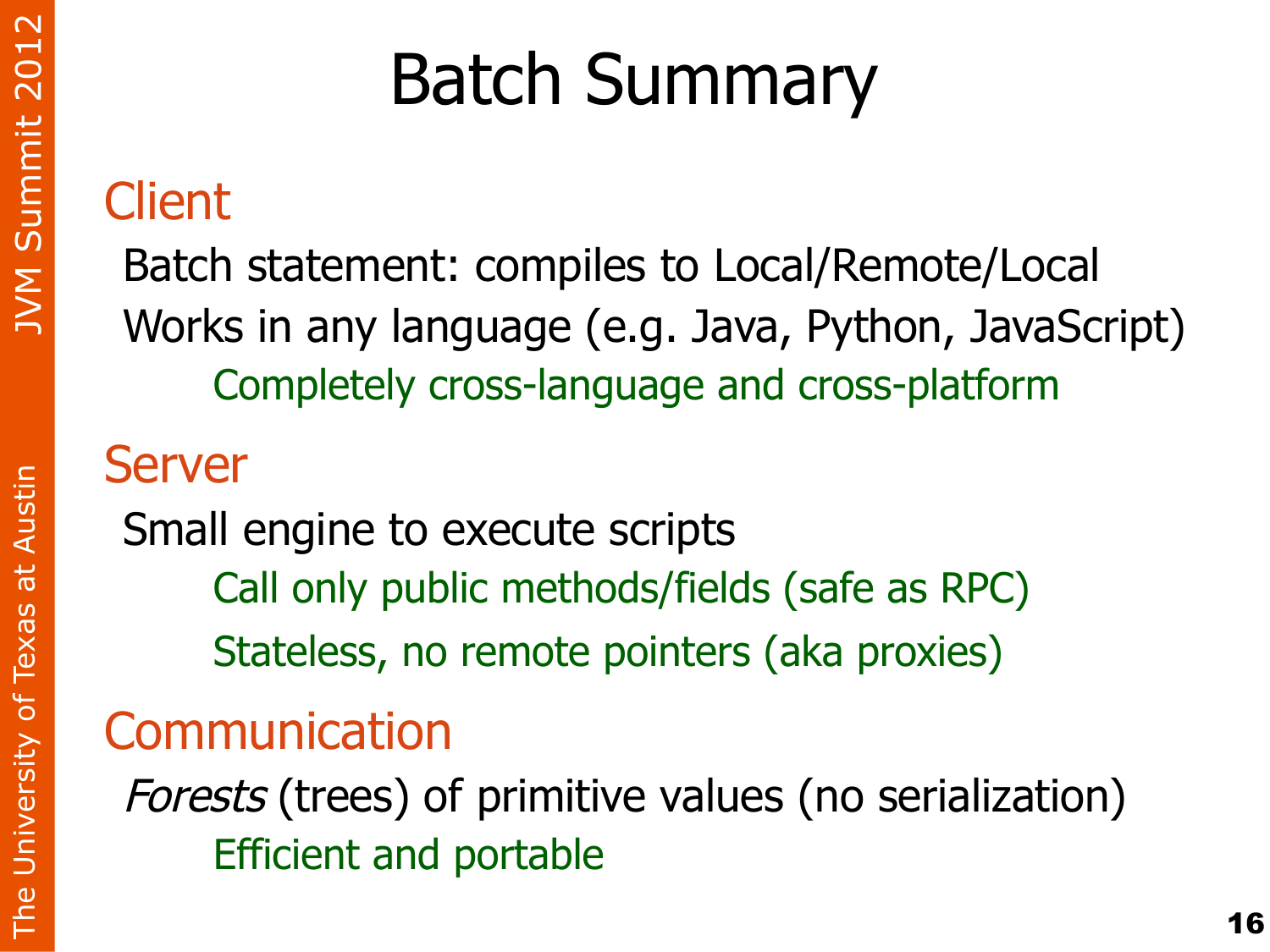# Batch Summary

## Client

Batch statement: compiles to Local/Remote/Local

Works in any language (e.g. Java, Python, JavaScript)

- Completely cross-language and cross-platform

## Server

Small engine to execute scripts

- Call only public methods/fields (safe as RPC)
- Stateless, no remote pointers (aka proxies)

## Communication

*Forests* (trees) of primitive values (no serialization)

- Efficient and portable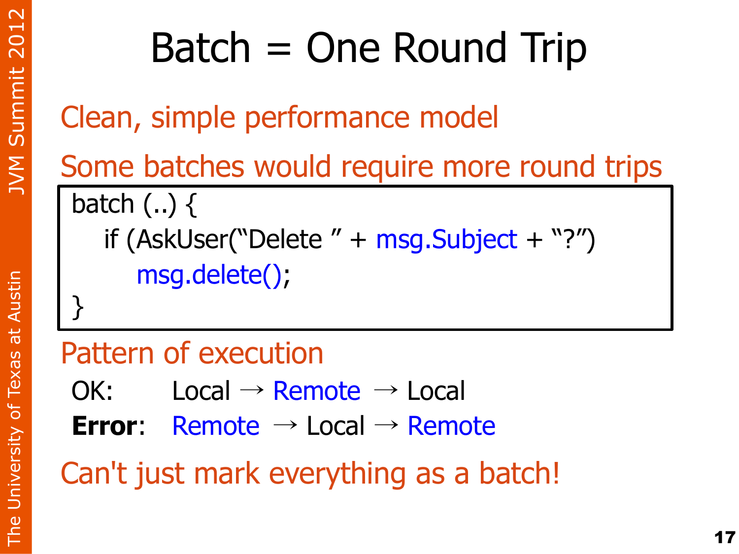# Batch = One Round Trip

Clean, simple performance model

Some batches would require more round trips

```
batch (..) {
    if (AskUser("Delete " + msg.Subject + "?")
        msg.delete();
}
```

Pattern of execution

OK: Local → Remote → Local

**Error**: Remote → Local → Remote

Can't just mark everything as a batch!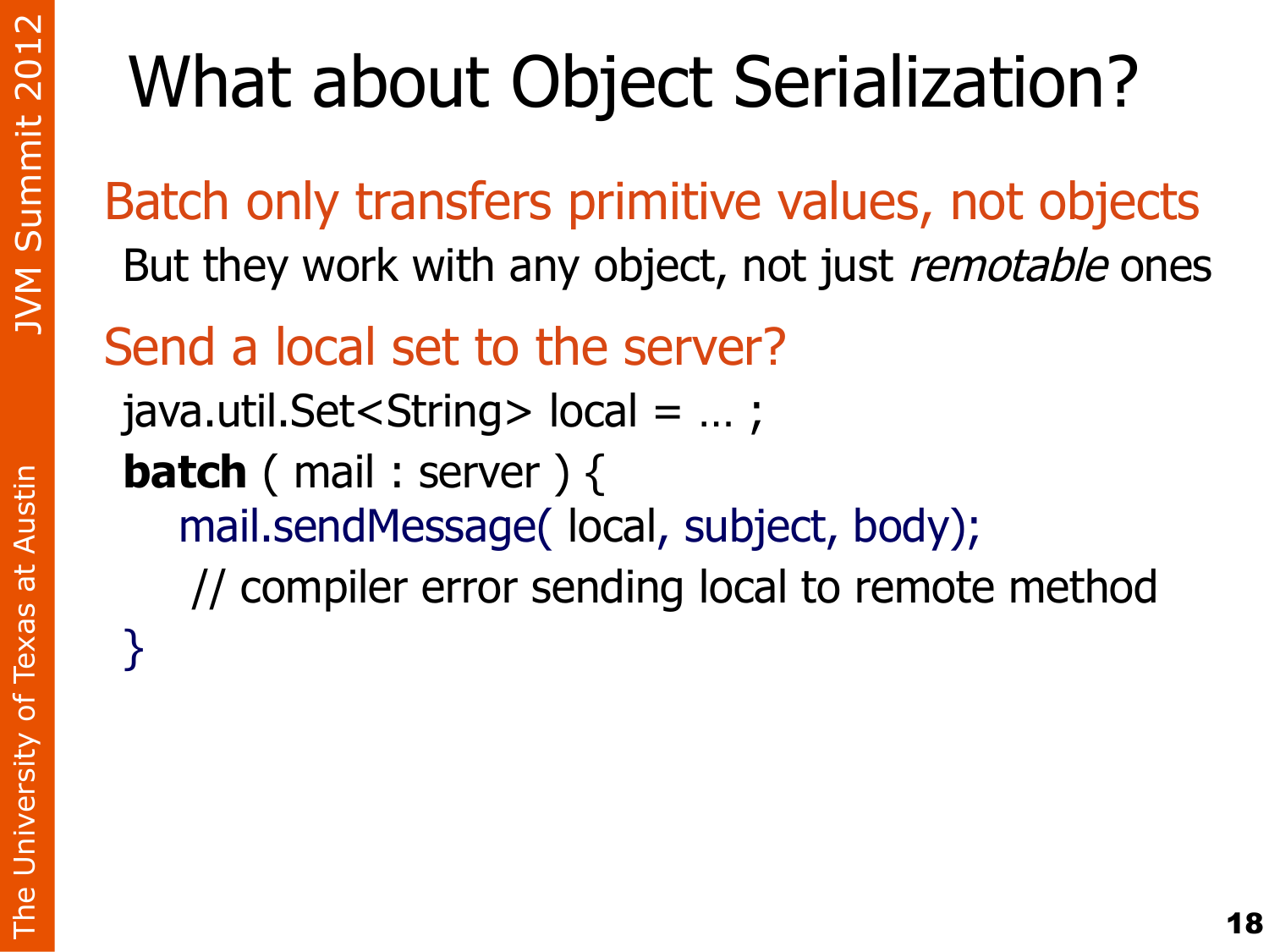# What about Object Serialization?

## Batch only transfers primitive values, not objects

But they work with any object, not just *remotable* ones

## Send a local set to the server?

```
java.util.Set<String> local = … ;
batch ( mail : server ) {
    mail.sendMessage( local, subject, body);
     // compiler error sending local to remote method
}
```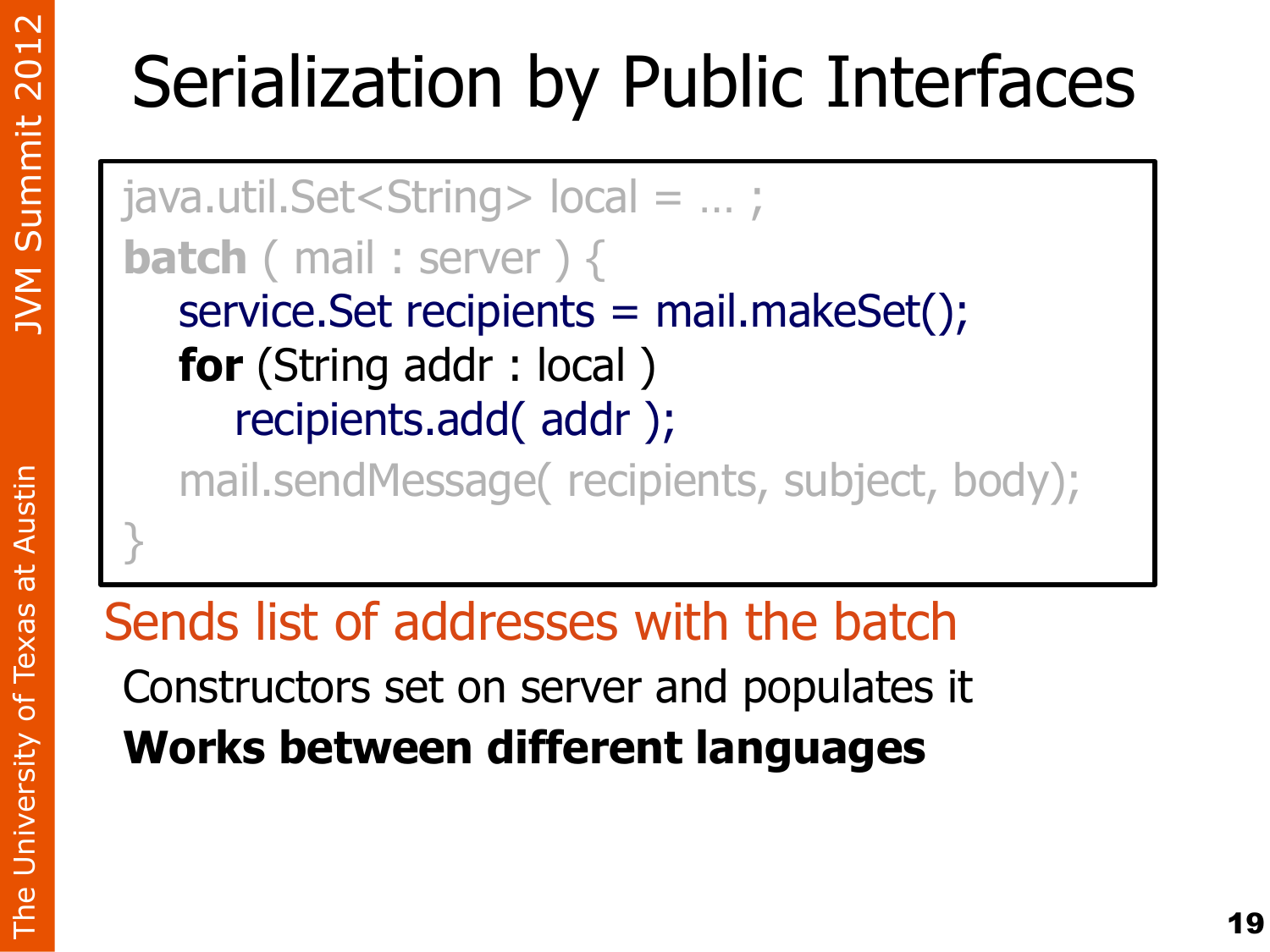# Serialization by Public Interfaces

```
java.util.Set<String> local = … ;
batch ( mail : server ) {
    service.Set recipients = mail.makeSet();
    for (String addr : local )
        recipients.add( addr );
    mail.sendMessage( recipients, subject, body);
}
```

Sends list of addresses with the batch

Constructors set on server and populates it

**Works between different languages**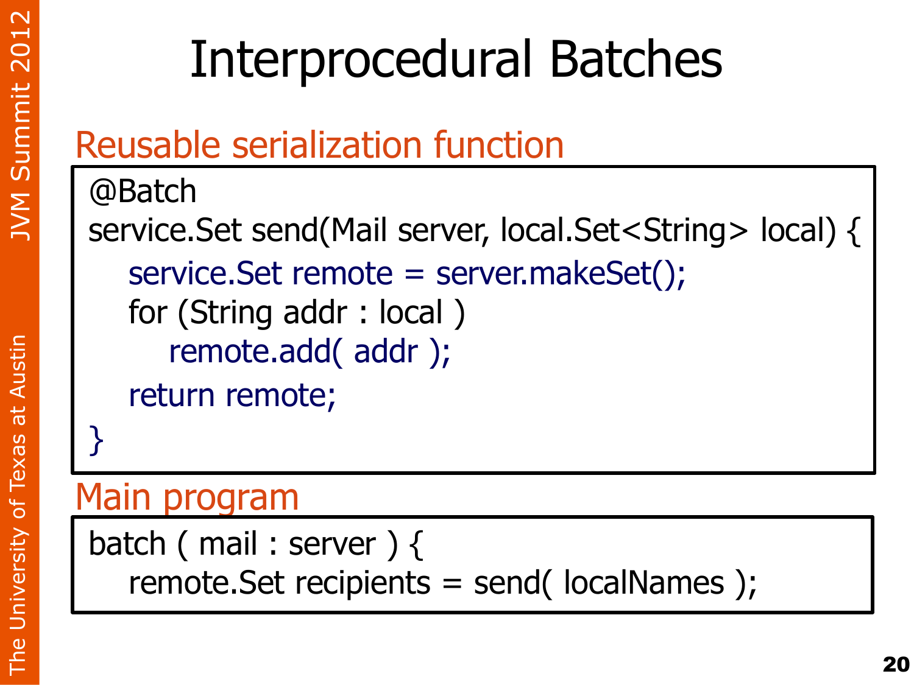# Interprocedural Batches

## Reusable serialization function

```
@Batch
service.Set send(Mail server, local.Set<String> local) {
    service.Set remote = server.makeSet();
    for (String addr : local )
        remote.add( addr );
    return remote;
}
```

## Main program

```
batch ( mail : server ) {
    remote.Set recipients = send( localNames );
```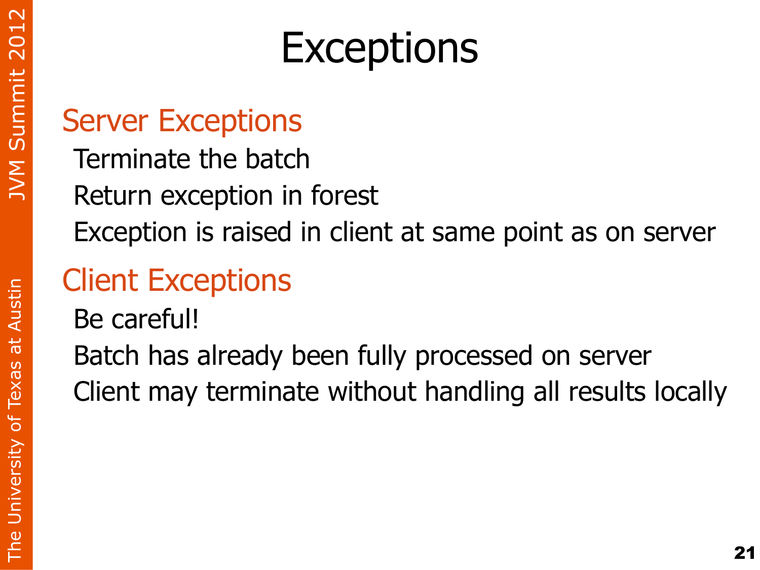# Exceptions

## Server Exceptions

Terminate the batch

Return exception in forest

Exception is raised in client at same point as on server

## Client Exceptions

Be careful!

Batch has already been fully processed on server

Client may terminate without handling all results locally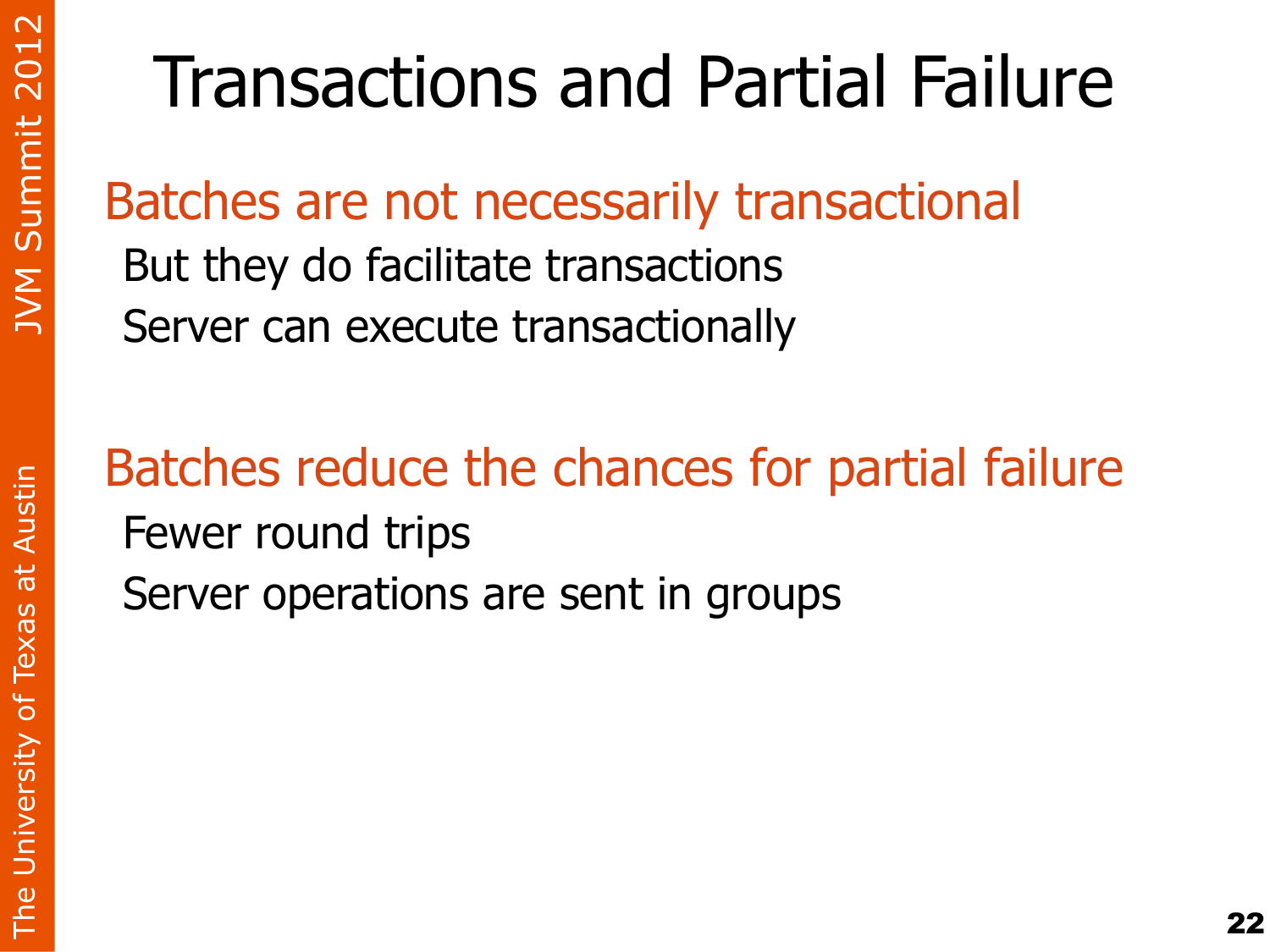# Transactions and Partial Failure

## Batches are not necessarily transactional

- But they do facilitate transactions
- Server can execute transactionally

## Batches reduce the chances for partial failure

- Fewer round trips
- Server operations are sent in groups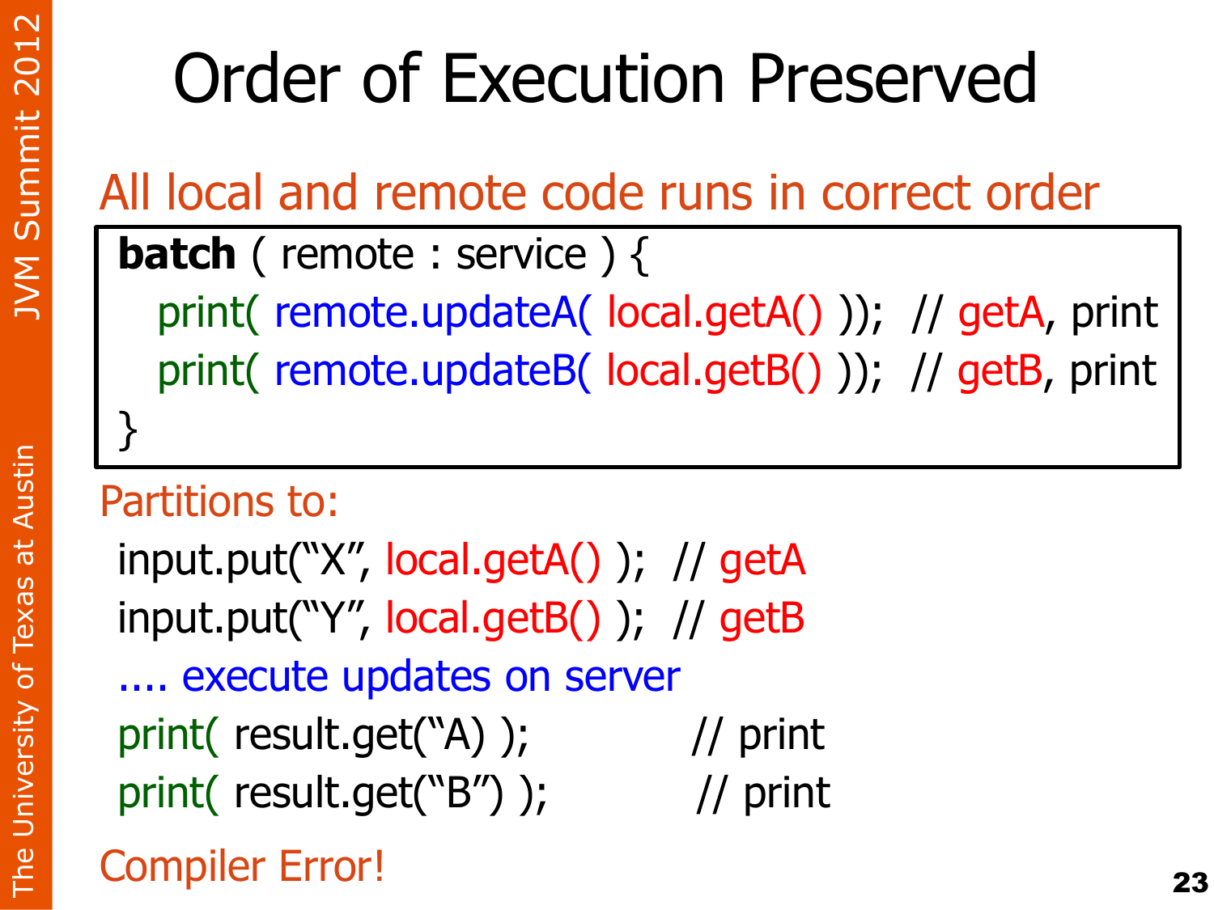# Order of Execution Preserved

All local and remote code runs in correct order

```
batch ( remote : service ) {
   print( remote.updateA( local.getA() ));  // getA, print
   print( remote.updateB( local.getB() ));  // getB, print
}
```

Partitions to:

```
input.put("X", local.getA() );  // getA
input.put("Y", local.getB() );  // getB
.... execute updates on server
print( result.get("A) );            // print
print( result.get("B") );           // print
```

Compiler Error!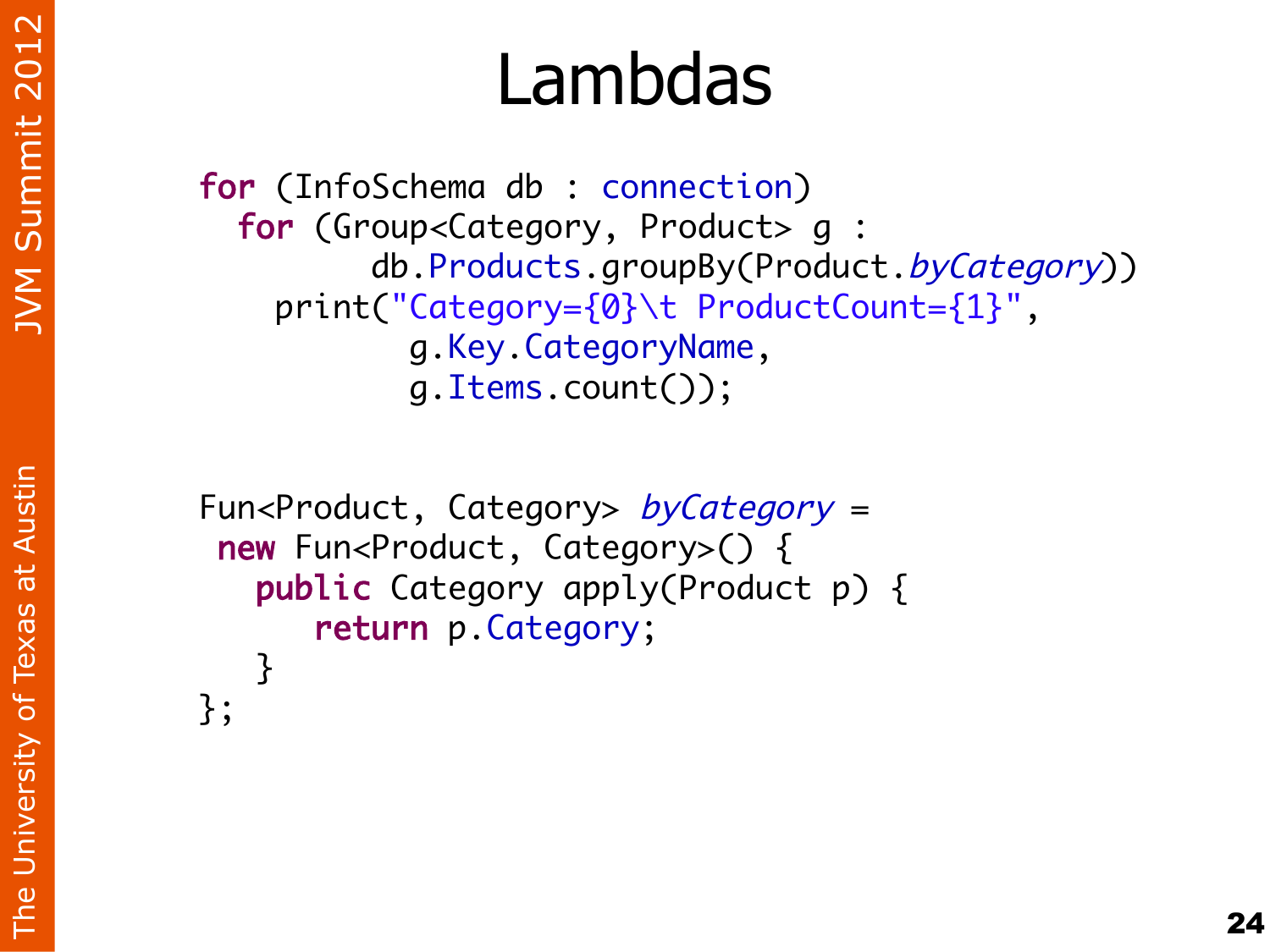# Lambdas

```
for (InfoSchema db : connection)
  for (Group<Category, Product> g :
         db.Products.groupBy(Product.byCategory))
    print("Category={0}\t ProductCount={1}",
           g.Key.CategoryName,
           g.Items.count());
```

```
Fun<Product, Category> byCategory =
 new Fun<Product, Category>() {
   public Category apply(Product p) {
      return p.Category;
   }
};
```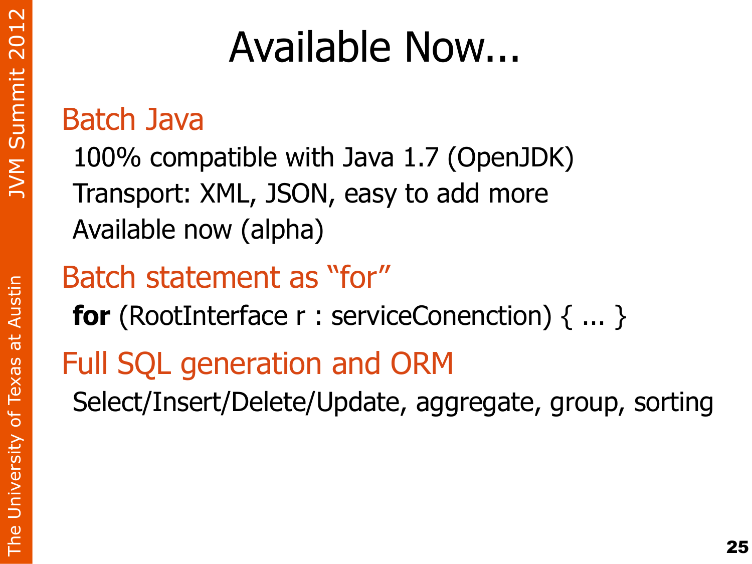# Available Now...

## Batch Java

100% compatible with Java 1.7 (OpenJDK)

Transport: XML, JSON, easy to add more

Available now (alpha)

## Batch statement as "for"

**for** (RootInterface r : serviceConenction) { ... }

## Full SQL generation and ORM

Select/Insert/Delete/Update, aggregate, group, sorting